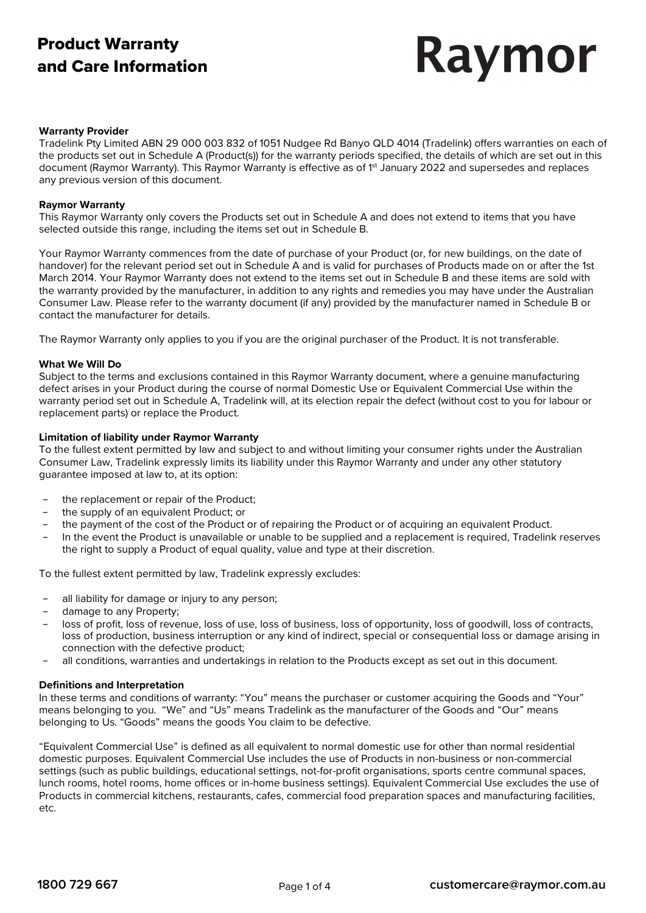# Product Warranty and Care Information

**Raymor**

### Warranty Provider

Tradelink Pty Limited ABN 29 000 003 832 of 1051 Nudgee Rd Banyo QLD 4014 (Tradelink) offers warranties on each of the products set out in Schedule A (Product(s)) for the warranty periods specified, the details of which are set out in this document (Raymor Warranty). This Raymor Warranty is effective as of 1st January 2022 and supersedes and replaces any previous version of this document.

### Raymor Warranty

This Raymor Warranty only covers the Products set out in Schedule A and does not extend to items that you have selected outside this range, including the items set out in Schedule B.

Your Raymor Warranty commences from the date of purchase of your Product (or, for new buildings, on the date of handover) for the relevant period set out in Schedule A and is valid for purchases of Products made on or after the 1st March 2014. Your Raymor Warranty does not extend to the items set out in Schedule B and these items are sold with the warranty provided by the manufacturer, in addition to any rights and remedies you may have under the Australian Consumer Law. Please refer to the warranty document (if any) provided by the manufacturer named in Schedule B or contact the manufacturer for details.

The Raymor Warranty only applies to you if you are the original purchaser of the Product. It is not transferable.

### What We Will Do

Subject to the terms and exclusions contained in this Raymor Warranty document, where a genuine manufacturing defect arises in your Product during the course of normal Domestic Use or Equivalent Commercial Use within the warranty period set out in Schedule A, Tradelink will, at its election repair the defect (without cost to you for labour or replacement parts) or replace the Product.

### Limitation of liability under Raymor Warranty

To the fullest extent permitted by law and subject to and without limiting your consumer rights under the Australian Consumer Law, Tradelink expressly limits its liability under this Raymor Warranty and under any other statutory guarantee imposed at law to, at its option:

- the replacement or repair of the Product;
- the supply of an equivalent Product; or
- the payment of the cost of the Product or of repairing the Product or of acquiring an equivalent Product.
- In the event the Product is unavailable or unable to be supplied and a replacement is required, Tradelink reserves the right to supply a Product of equal quality, value and type at their discretion.

To the fullest extent permitted by law, Tradelink expressly excludes:

- all liability for damage or injury to any person;
- damage to any Property;
- loss of profit, loss of revenue, loss of use, loss of business, loss of opportunity, loss of goodwill, loss of contracts, loss of production, business interruption or any kind of indirect, special or consequential loss or damage arising in connection with the defective product;
- all conditions, warranties and undertakings in relation to the Products except as set out in this document.

### Definitions and Interpretation

In these terms and conditions of warranty: “You” means the purchaser or customer acquiring the Goods and “Your” means belonging to you. “We” and “Us” means Tradelink as the manufacturer of the Goods and “Our” means belonging to Us. “Goods” means the goods You claim to be defective.

“Equivalent Commercial Use” is defined as all equivalent to normal domestic use for other than normal residential domestic purposes. Equivalent Commercial Use includes the use of Products in non-business or non-commercial settings (such as public buildings, educational settings, not-for-profit organisations, sports centre communal spaces, lunch rooms, hotel rooms, home offices or in-home business settings). Equivalent Commercial Use excludes the use of Products in commercial kitchens, restaurants, cafes, commercial food preparation spaces and manufacturing facilities, etc.

**1800 729 667** **customercare@raymor.com.au**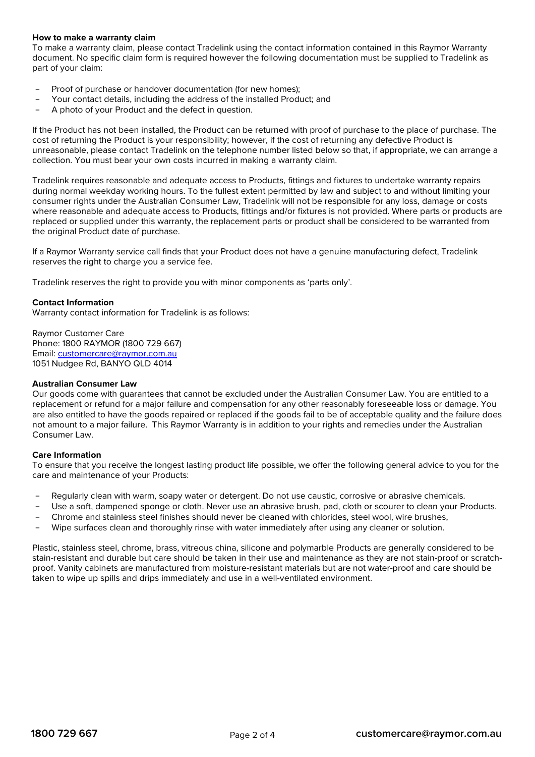**How to make a warranty claim**

To make a warranty claim, please contact Tradelink using the contact information contained in this Raymor Warranty document. No specific claim form is required however the following documentation must be supplied to Tradelink as part of your claim:

- Proof of purchase or handover documentation (for new homes);
- Your contact details, including the address of the installed Product; and
- A photo of your Product and the defect in question.

If the Product has not been installed, the Product can be returned with proof of purchase to the place of purchase. The cost of returning the Product is your responsibility; however, if the cost of returning any defective Product is unreasonable, please contact Tradelink on the telephone number listed below so that, if appropriate, we can arrange a collection. You must bear your own costs incurred in making a warranty claim.

Tradelink requires reasonable and adequate access to Products, fittings and fixtures to undertake warranty repairs during normal weekday working hours. To the fullest extent permitted by law and subject to and without limiting your consumer rights under the Australian Consumer Law, Tradelink will not be responsible for any loss, damage or costs where reasonable and adequate access to Products, fittings and/or fixtures is not provided. Where parts or products are replaced or supplied under this warranty, the replacement parts or product shall be considered to be warranted from the original Product date of purchase.

If a Raymor Warranty service call finds that your Product does not have a genuine manufacturing defect, Tradelink reserves the right to charge you a service fee.

Tradelink reserves the right to provide you with minor components as 'parts only'.

**Contact Information**

Warranty contact information for Tradelink is as follows:

Raymor Customer Care
Phone: 1800 RAYMOR (1800 729 667)
Email: customercare@raymor.com.au
1051 Nudgee Rd, BANYO QLD 4014

**Australian Consumer Law**

Our goods come with guarantees that cannot be excluded under the Australian Consumer Law. You are entitled to a replacement or refund for a major failure and compensation for any other reasonably foreseeable loss or damage. You are also entitled to have the goods repaired or replaced if the goods fail to be of acceptable quality and the failure does not amount to a major failure. This Raymor Warranty is in addition to your rights and remedies under the Australian Consumer Law.

**Care Information**

To ensure that you receive the longest lasting product life possible, we offer the following general advice to you for the care and maintenance of your Products:

- Regularly clean with warm, soapy water or detergent. Do not use caustic, corrosive or abrasive chemicals.
- Use a soft, dampened sponge or cloth. Never use an abrasive brush, pad, cloth or scourer to clean your Products.
- Chrome and stainless steel finishes should never be cleaned with chlorides, steel wool, wire brushes,
- Wipe surfaces clean and thoroughly rinse with water immediately after using any cleaner or solution.

Plastic, stainless steel, chrome, brass, vitreous china, silicone and polymarble Products are generally considered to be stain-resistant and durable but care should be taken in their use and maintenance as they are not stain-proof or scratch-proof. Vanity cabinets are manufactured from moisture-resistant materials but are not water-proof and care should be taken to wipe up spills and drips immediately and use in a well-ventilated environment.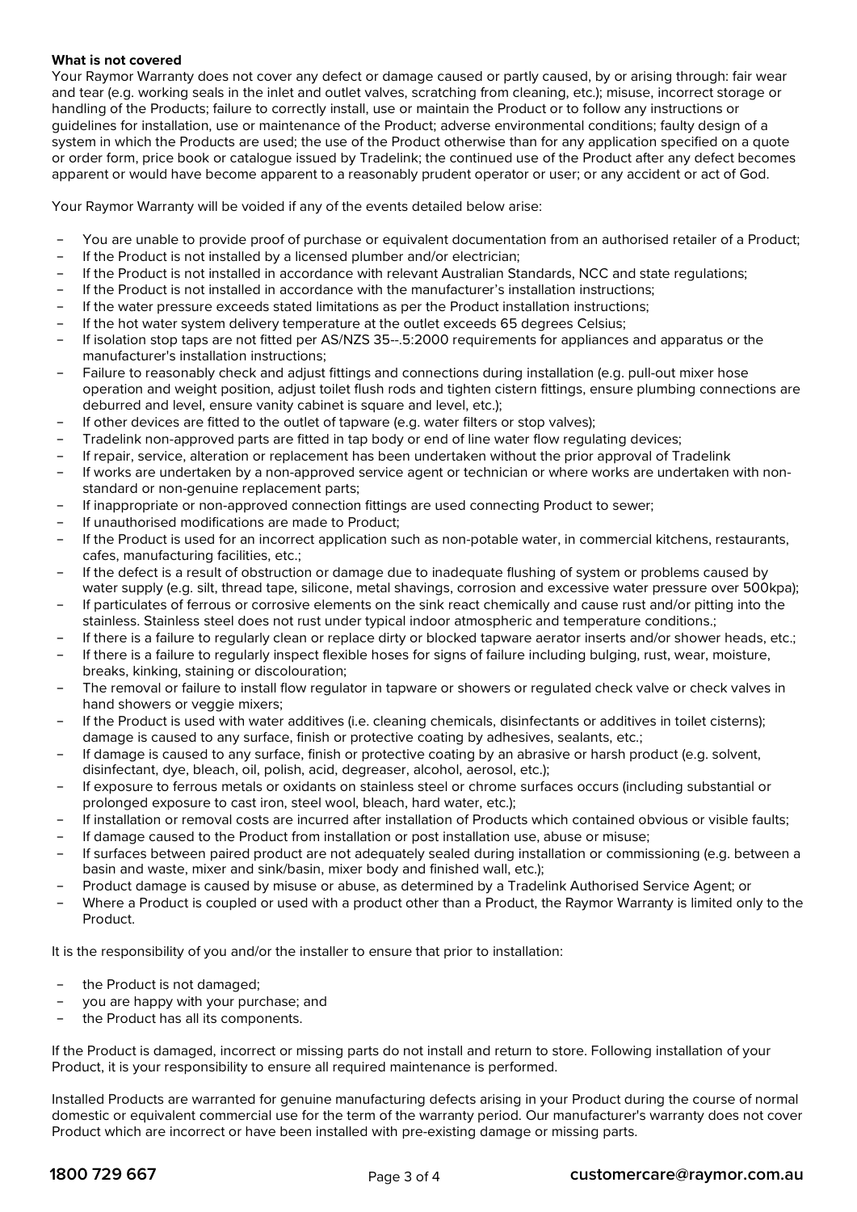**What is not covered**

Your Raymor Warranty does not cover any defect or damage caused or partly caused, by or arising through: fair wear and tear (e.g. working seals in the inlet and outlet valves, scratching from cleaning, etc.); misuse, incorrect storage or handling of the Products; failure to correctly install, use or maintain the Product or to follow any instructions or guidelines for installation, use or maintenance of the Product; adverse environmental conditions; faulty design of a system in which the Products are used; the use of the Product otherwise than for any application specified on a quote or order form, price book or catalogue issued by Tradelink; the continued use of the Product after any defect becomes apparent or would have become apparent to a reasonably prudent operator or user; or any accident or act of God.

Your Raymor Warranty will be voided if any of the events detailed below arise:

- You are unable to provide proof of purchase or equivalent documentation from an authorised retailer of a Product;
- If the Product is not installed by a licensed plumber and/or electrician;
- If the Product is not installed in accordance with relevant Australian Standards, NCC and state regulations;
- If the Product is not installed in accordance with the manufacturer's installation instructions;
- If the water pressure exceeds stated limitations as per the Product installation instructions;
- If the hot water system delivery temperature at the outlet exceeds 65 degrees Celsius;
- If isolation stop taps are not fitted per AS/NZS 35--.5:2000 requirements for appliances and apparatus or the manufacturer's installation instructions;
- Failure to reasonably check and adjust fittings and connections during installation (e.g. pull-out mixer hose operation and weight position, adjust toilet flush rods and tighten cistern fittings, ensure plumbing connections are deburred and level, ensure vanity cabinet is square and level, etc.);
- If other devices are fitted to the outlet of tapware (e.g. water filters or stop valves);
- Tradelink non-approved parts are fitted in tap body or end of line water flow regulating devices;
- If repair, service, alteration or replacement has been undertaken without the prior approval of Tradelink
- If works are undertaken by a non-approved service agent or technician or where works are undertaken with non-standard or non-genuine replacement parts;
- If inappropriate or non-approved connection fittings are used connecting Product to sewer;
- If unauthorised modifications are made to Product;
- If the Product is used for an incorrect application such as non-potable water, in commercial kitchens, restaurants, cafes, manufacturing facilities, etc.;
- If the defect is a result of obstruction or damage due to inadequate flushing of system or problems caused by water supply (e.g. silt, thread tape, silicone, metal shavings, corrosion and excessive water pressure over 500kpa);
- If particulates of ferrous or corrosive elements on the sink react chemically and cause rust and/or pitting into the stainless. Stainless steel does not rust under typical indoor atmospheric and temperature conditions.;
- If there is a failure to regularly clean or replace dirty or blocked tapware aerator inserts and/or shower heads, etc.;
- If there is a failure to regularly inspect flexible hoses for signs of failure including bulging, rust, wear, moisture, breaks, kinking, staining or discolouration;
- The removal or failure to install flow regulator in tapware or showers or regulated check valve or check valves in hand showers or veggie mixers;
- If the Product is used with water additives (i.e. cleaning chemicals, disinfectants or additives in toilet cisterns); damage is caused to any surface, finish or protective coating by adhesives, sealants, etc.;
- If damage is caused to any surface, finish or protective coating by an abrasive or harsh product (e.g. solvent, disinfectant, dye, bleach, oil, polish, acid, degreaser, alcohol, aerosol, etc.);
- If exposure to ferrous metals or oxidants on stainless steel or chrome surfaces occurs (including substantial or prolonged exposure to cast iron, steel wool, bleach, hard water, etc.);
- If installation or removal costs are incurred after installation of Products which contained obvious or visible faults;
- If damage caused to the Product from installation or post installation use, abuse or misuse;
- If surfaces between paired product are not adequately sealed during installation or commissioning (e.g. between a basin and waste, mixer and sink/basin, mixer body and finished wall, etc.);
- Product damage is caused by misuse or abuse, as determined by a Tradelink Authorised Service Agent; or
- Where a Product is coupled or used with a product other than a Product, the Raymor Warranty is limited only to the Product.

It is the responsibility of you and/or the installer to ensure that prior to installation:

- the Product is not damaged;
- you are happy with your purchase; and
- the Product has all its components.

If the Product is damaged, incorrect or missing parts do not install and return to store. Following installation of your Product, it is your responsibility to ensure all required maintenance is performed.

Installed Products are warranted for genuine manufacturing defects arising in your Product during the course of normal domestic or equivalent commercial use for the term of the warranty period. Our manufacturer's warranty does not cover Product which are incorrect or have been installed with pre-existing damage or missing parts.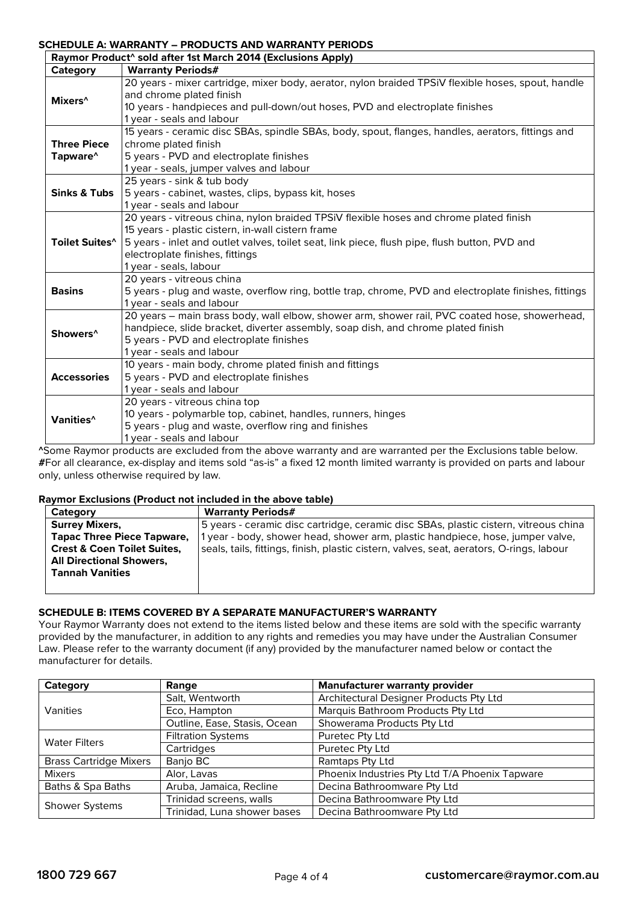## SCHEDULE A: WARRANTY – PRODUCTS AND WARRANTY PERIODS

| Raymor Product^ sold after 1st March 2014 (Exclusions Apply) | |
|---|---|
| **Category** | **Warranty Periods#** |
| **Mixers^** | 20 years - mixer cartridge, mixer body, aerator, nylon braided TPSiV flexible hoses, spout, handle and chrome plated finish<br>10 years - handpieces and pull-down/out hoses, PVD and electroplate finishes<br>1 year - seals and labour |
| **Three Piece Tapware^** | 15 years - ceramic disc SBAs, spindle SBAs, body, spout, flanges, handles, aerators, fittings and chrome plated finish<br>5 years - PVD and electroplate finishes<br>1 year - seals, jumper valves and labour |
| **Sinks & Tubs** | 25 years - sink & tub body<br>5 years - cabinet, wastes, clips, bypass kit, hoses<br>1 year - seals and labour |
| **Toilet Suites^** | 20 years - vitreous china, nylon braided TPSiV flexible hoses and chrome plated finish<br>15 years - plastic cistern, in-wall cistern frame<br>5 years - inlet and outlet valves, toilet seat, link piece, flush pipe, flush button, PVD and electroplate finishes, fittings<br>1 year - seals, labour |
| **Basins** | 20 years - vitreous china<br>5 years - plug and waste, overflow ring, bottle trap, chrome, PVD and electroplate finishes, fittings<br>1 year - seals and labour |
| **Showers^** | 20 years – main brass body, wall elbow, shower arm, shower rail, PVC coated hose, showerhead, handpiece, slide bracket, diverter assembly, soap dish, and chrome plated finish<br>5 years - PVD and electroplate finishes<br>1 year - seals and labour |
| **Accessories** | 10 years - main body, chrome plated finish and fittings<br>5 years - PVD and electroplate finishes<br>1 year - seals and labour |
| **Vanities^** | 20 years - vitreous china top<br>10 years - polymarble top, cabinet, handles, runners, hinges<br>5 years - plug and waste, overflow ring and finishes<br>1 year - seals and labour |

**^**Some Raymor products are excluded from the above warranty and are warranted per the Exclusions table below.
**#**For all clearance, ex-display and items sold "as-is" a fixed 12 month limited warranty is provided on parts and labour only, unless otherwise required by law.

### Raymor Exclusions (Product not included in the above table)

| Category | Warranty Periods# |
|---|---|
| **Surrey Mixers,**<br>**Tapac Three Piece Tapware,**<br>**Crest & Coen Toilet Suites,**<br>**All Directional Showers,**<br>**Tannah Vanities** | 5 years - ceramic disc cartridge, ceramic disc SBAs, plastic cistern, vitreous china<br>1 year - body, shower head, shower arm, plastic handpiece, hose, jumper valve, seals, tails, fittings, finish, plastic cistern, valves, seat, aerators, O-rings, labour |

## SCHEDULE B: ITEMS COVERED BY A SEPARATE MANUFACTURER'S WARRANTY

Your Raymor Warranty does not extend to the items listed below and these items are sold with the specific warranty provided by the manufacturer, in addition to any rights and remedies you may have under the Australian Consumer Law. Please refer to the warranty document (if any) provided by the manufacturer named below or contact the manufacturer for details.

| Category | Range | Manufacturer warranty provider |
|---|---|---|
| Vanities | Salt, Wentworth | Architectural Designer Products Pty Ltd |
| | Eco, Hampton | Marquis Bathroom Products Pty Ltd |
| | Outline, Ease, Stasis, Ocean | Showerama Products Pty Ltd |
| Water Filters | Filtration Systems | Puretec Pty Ltd |
| | Cartridges | Puretec Pty Ltd |
| Brass Cartridge Mixers | Banjo BC | Ramtaps Pty Ltd |
| Mixers | Alor, Lavas | Phoenix Industries Pty Ltd T/A Phoenix Tapware |
| Baths & Spa Baths | Aruba, Jamaica, Recline | Decina Bathroomware Pty Ltd |
| Shower Systems | Trinidad screens, walls | Decina Bathroomware Pty Ltd |
| | Trinidad, Luna shower bases | Decina Bathroomware Pty Ltd |

**1800 729 667** **customercare@raymor.com.au**